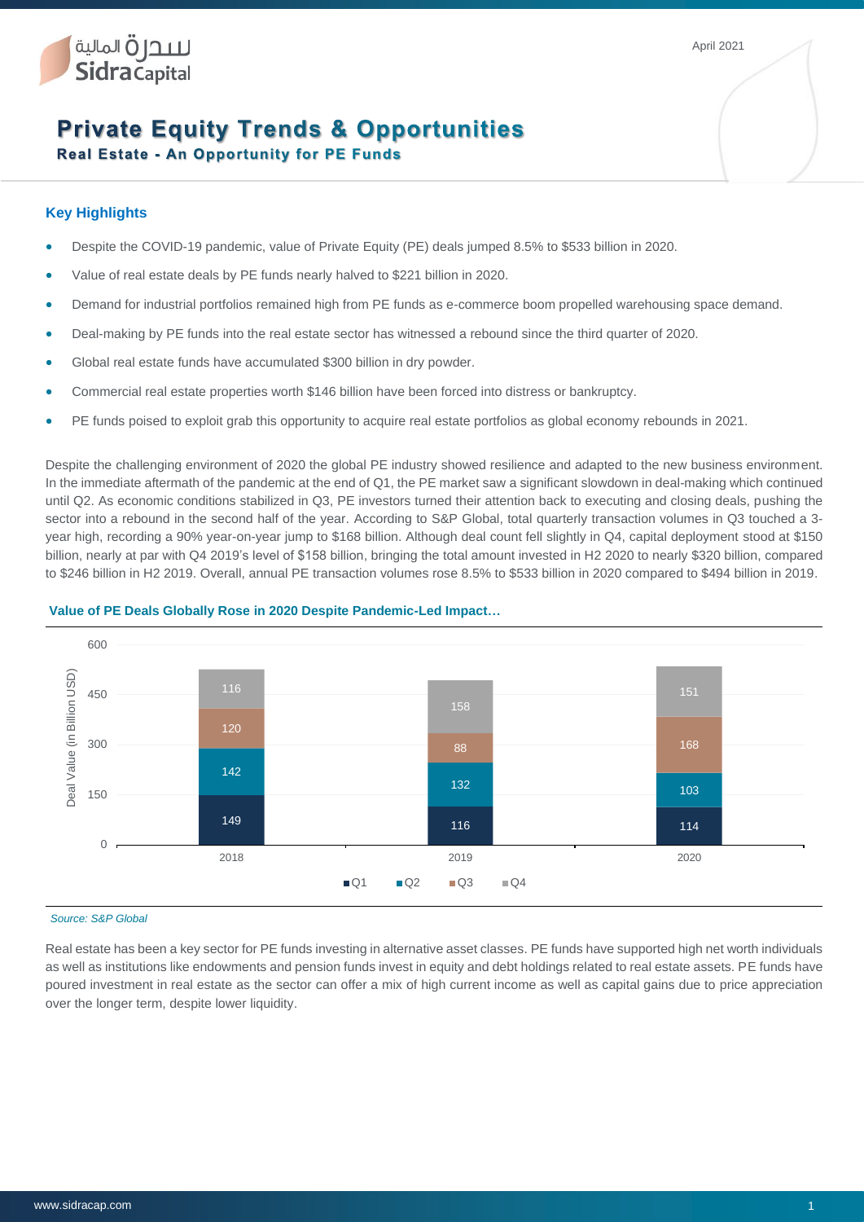April 2021

# Private Equity Trends & Opportunities

## Real Estate - An Opportunity for PE Funds

### Key Highlights

- Despite the COVID-19 pandemic, value of Private Equity (PE) deals jumped 8.5% to $533 billion in 2020.
- Value of real estate deals by PE funds nearly halved to $221 billion in 2020.
- Demand for industrial portfolios remained high from PE funds as e-commerce boom propelled warehousing space demand.
- Deal-making by PE funds into the real estate sector has witnessed a rebound since the third quarter of 2020.
- Global real estate funds have accumulated $300 billion in dry powder.
- Commercial real estate properties worth $146 billion have been forced into distress or bankruptcy.
- PE funds poised to exploit grab this opportunity to acquire real estate portfolios as global economy rebounds in 2021.

Despite the challenging environment of 2020 the global PE industry showed resilience and adapted to the new business environment. In the immediate aftermath of the pandemic at the end of Q1, the PE market saw a significant slowdown in deal-making which continued until Q2. As economic conditions stabilized in Q3, PE investors turned their attention back to executing and closing deals, pushing the sector into a rebound in the second half of the year. According to S&P Global, total quarterly transaction volumes in Q3 touched a 3-year high, recording a 90% year-on-year jump to $168 billion. Although deal count fell slightly in Q4, capital deployment stood at $150 billion, nearly at par with Q4 2019's level of $158 billion, bringing the total amount invested in H2 2020 to nearly $320 billion, compared to $246 billion in H2 2019. Overall, annual PE transaction volumes rose 8.5% to $533 billion in 2020 compared to $494 billion in 2019.

**Value of PE Deals Globally Rose in 2020 Despite Pandemic-Led Impact…**

Deal Value (in Billion USD)

| Year | Q1 | Q2 | Q3 | Q4 |
|---|---|---|---|---|
| 2018 | 149 | 142 | 120 | 116 |
| 2019 | 116 | 132 | 88 | 158 |
| 2020 | 114 | 103 | 168 | 151 |

*Source: S&P Global*

Real estate has been a key sector for PE funds investing in alternative asset classes. PE funds have supported high net worth individuals as well as institutions like endowments and pension funds invest in equity and debt holdings related to real estate assets. PE funds have poured investment in real estate as the sector can offer a mix of high current income as well as capital gains due to price appreciation over the longer term, despite lower liquidity.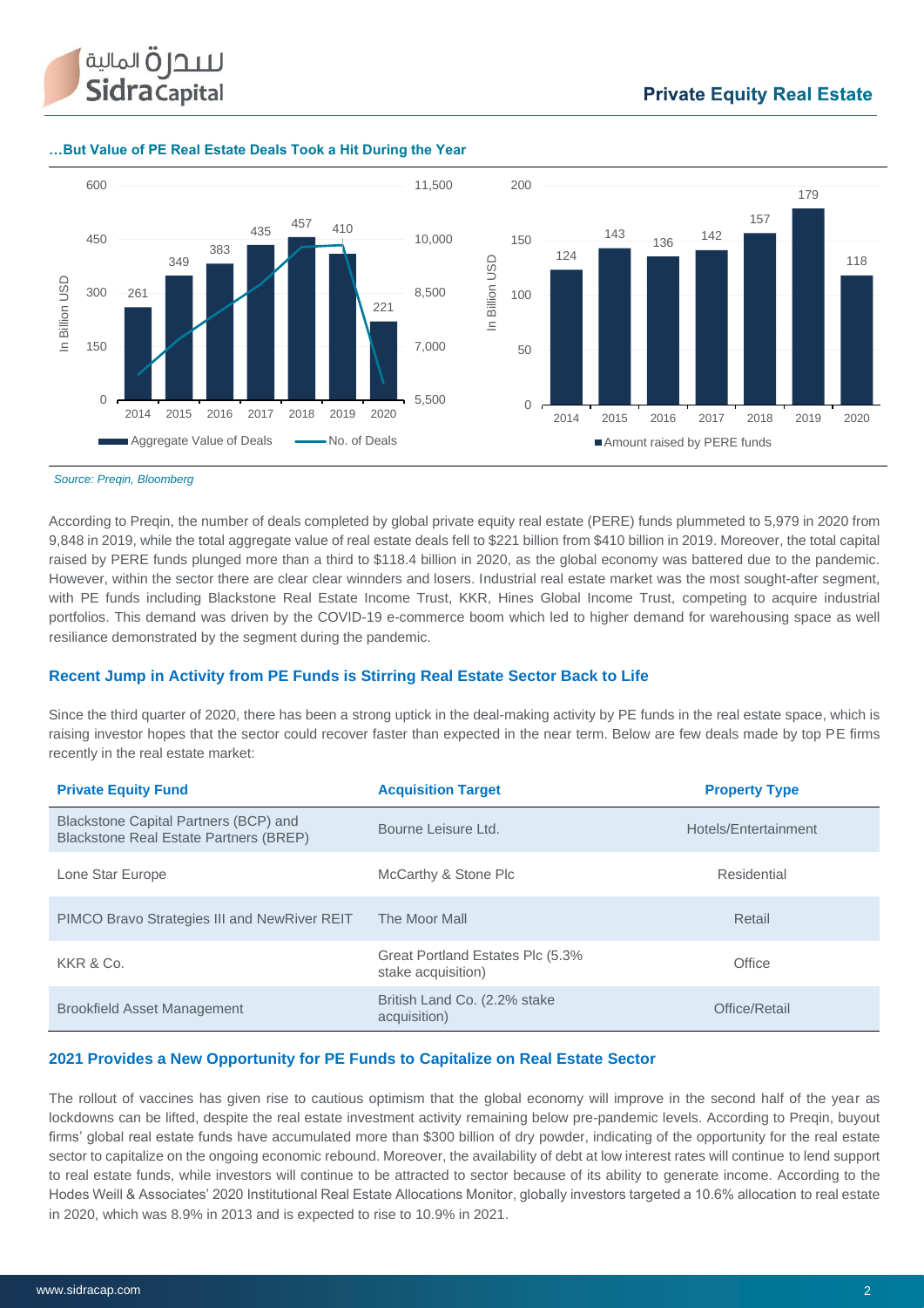## …But Value of PE Real Estate Deals Took a Hit During the Year

*Source: Preqin, Bloomberg*

According to Preqin, the number of deals completed by global private equity real estate (PERE) funds plummeted to 5,979 in 2020 from 9,848 in 2019, while the total aggregate value of real estate deals fell to $221 billion from $410 billion in 2019. Moreover, the total capital raised by PERE funds plunged more than a third to $118.4 billion in 2020, as the global economy was battered due to the pandemic. However, within the sector there are clear clear winnders and losers. Industrial real estate market was the most sought-after segment, with PE funds including Blackstone Real Estate Income Trust, KKR, Hines Global Income Trust, competing to acquire industrial portfolios. This demand was driven by the COVID-19 e-commerce boom which led to higher demand for warehousing space as well resiliance demonstrated by the segment during the pandemic.

## Recent Jump in Activity from PE Funds is Stirring Real Estate Sector Back to Life

Since the third quarter of 2020, there has been a strong uptick in the deal-making activity by PE funds in the real estate space, which is raising investor hopes that the sector could recover faster than expected in the near term. Below are few deals made by top PE firms recently in the real estate market:

| Private Equity Fund | Acquisition Target | Property Type |
|---|---|---|
| Blackstone Capital Partners (BCP) and Blackstone Real Estate Partners (BREP) | Bourne Leisure Ltd. | Hotels/Entertainment |
| Lone Star Europe | McCarthy & Stone Plc | Residential |
| PIMCO Bravo Strategies III and NewRiver REIT | The Moor Mall | Retail |
| KKR & Co. | Great Portland Estates Plc (5.3% stake acquisition) | Office |
| Brookfield Asset Management | British Land Co. (2.2% stake acquisition) | Office/Retail |

## 2021 Provides a New Opportunity for PE Funds to Capitalize on Real Estate Sector

The rollout of vaccines has given rise to cautious optimism that the global economy will improve in the second half of the year as lockdowns can be lifted, despite the real estate investment activity remaining below pre-pandemic levels. According to Preqin, buyout firms' global real estate funds have accumulated more than $300 billion of dry powder, indicating of the opportunity for the real estate sector to capitalize on the ongoing economic rebound. Moreover, the availability of debt at low interest rates will continue to lend support to real estate funds, while investors will continue to be attracted to sector because of its ability to generate income. According to the Hodes Weill & Associates' 2020 Institutional Real Estate Allocations Monitor, globally investors targeted a 10.6% allocation to real estate in 2020, which was 8.9% in 2013 and is expected to rise to 10.9% in 2021.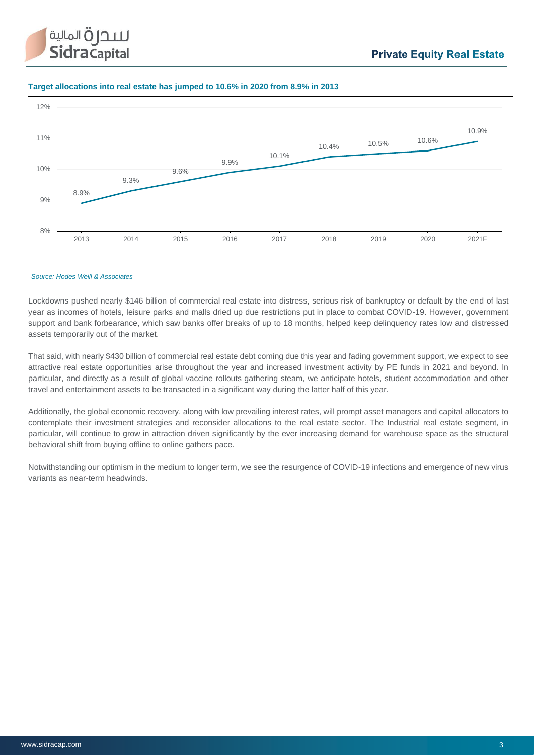**Target allocations into real estate has jumped to 10.6% in 2020 from 8.9% in 2013**

| Year | Target allocation |
| --- | --- |
| 2013 | 8.9% |
| 2014 | 9.3% |
| 2015 | 9.6% |
| 2016 | 9.9% |
| 2017 | 10.1% |
| 2018 | 10.4% |
| 2019 | 10.5% |
| 2020 | 10.6% |
| 2021F | 10.9% |

*Source: Hodes Weill & Associates*

Lockdowns pushed nearly $146 billion of commercial real estate into distress, serious risk of bankruptcy or default by the end of last year as incomes of hotels, leisure parks and malls dried up due restrictions put in place to combat COVID-19. However, government support and bank forbearance, which saw banks offer breaks of up to 18 months, helped keep delinquency rates low and distressed assets temporarily out of the market.

That said, with nearly $430 billion of commercial real estate debt coming due this year and fading government support, we expect to see attractive real estate opportunities arise throughout the year and increased investment activity by PE funds in 2021 and beyond. In particular, and directly as a result of global vaccine rollouts gathering steam, we anticipate hotels, student accommodation and other travel and entertainment assets to be transacted in a significant way during the latter half of this year.

Additionally, the global economic recovery, along with low prevailing interest rates, will prompt asset managers and capital allocators to contemplate their investment strategies and reconsider allocations to the real estate sector. The Industrial real estate segment, in particular, will continue to grow in attraction driven significantly by the ever increasing demand for warehouse space as the structural behavioral shift from buying offline to online gathers pace.

Notwithstanding our optimism in the medium to longer term, we see the resurgence of COVID-19 infections and emergence of new virus variants as near-term headwinds.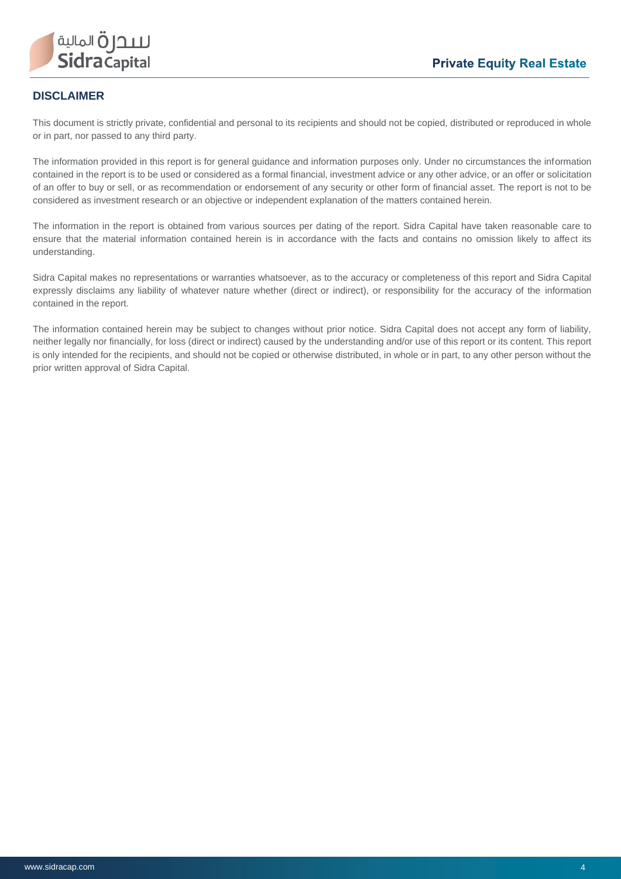## DISCLAIMER

This document is strictly private, confidential and personal to its recipients and should not be copied, distributed or reproduced in whole or in part, nor passed to any third party.

The information provided in this report is for general guidance and information purposes only. Under no circumstances the information contained in the report is to be used or considered as a formal financial, investment advice or any other advice, or an offer or solicitation of an offer to buy or sell, or as recommendation or endorsement of any security or other form of financial asset. The report is not to be considered as investment research or an objective or independent explanation of the matters contained herein.

The information in the report is obtained from various sources per dating of the report. Sidra Capital have taken reasonable care to ensure that the material information contained herein is in accordance with the facts and contains no omission likely to affect its understanding.

Sidra Capital makes no representations or warranties whatsoever, as to the accuracy or completeness of this report and Sidra Capital expressly disclaims any liability of whatever nature whether (direct or indirect), or responsibility for the accuracy of the information contained in the report.

The information contained herein may be subject to changes without prior notice. Sidra Capital does not accept any form of liability, neither legally nor financially, for loss (direct or indirect) caused by the understanding and/or use of this report or its content. This report is only intended for the recipients, and should not be copied or otherwise distributed, in whole or in part, to any other person without the prior written approval of Sidra Capital.